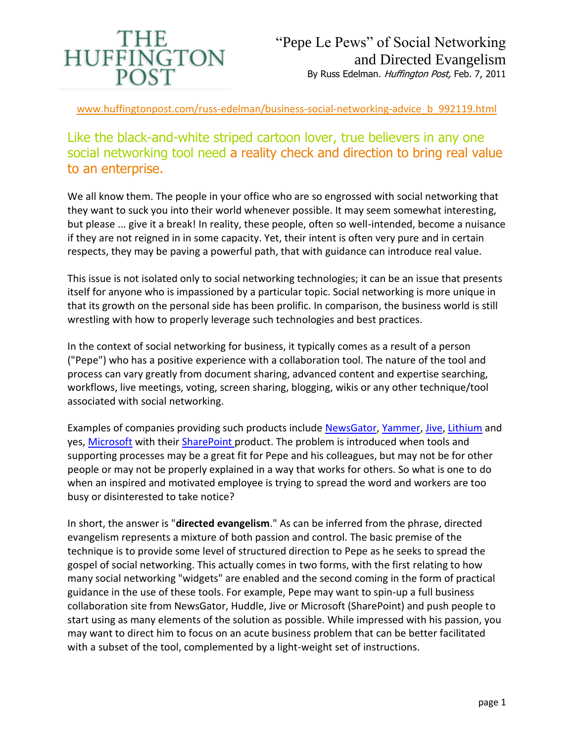THE HUFFINGTON POST

# "Pepe Le Pews" of Social Networking and Directed Evangelism

By Russ Edelman. *Huffington Post,* Feb. 7, 2011

www.huffingtonpost.com/russ-edelman/business-social-networking-advice_b_992119.html

## Like the black-and-white striped cartoon lover, true believers in any one social networking tool need a reality check and direction to bring real value to an enterprise.

We all know them. The people in your office who are so engrossed with social networking that they want to suck you into their world whenever possible. It may seem somewhat interesting, but please ... give it a break! In reality, these people, often so well-intended, become a nuisance if they are not reigned in in some capacity. Yet, their intent is often very pure and in certain respects, they may be paving a powerful path, that with guidance can introduce real value.

This issue is not isolated only to social networking technologies; it can be an issue that presents itself for anyone who is impassioned by a particular topic. Social networking is more unique in that its growth on the personal side has been prolific. In comparison, the business world is still wrestling with how to properly leverage such technologies and best practices.

In the context of social networking for business, it typically comes as a result of a person ("Pepe") who has a positive experience with a collaboration tool. The nature of the tool and process can vary greatly from document sharing, advanced content and expertise searching, workflows, live meetings, voting, screen sharing, blogging, wikis or any other technique/tool associated with social networking.

Examples of companies providing such products include NewsGator, Yammer, Jive, Lithium and yes, Microsoft with their SharePoint product. The problem is introduced when tools and supporting processes may be a great fit for Pepe and his colleagues, but may not be for other people or may not be properly explained in a way that works for others. So what is one to do when an inspired and motivated employee is trying to spread the word and workers are too busy or disinterested to take notice?

In short, the answer is "**directed evangelism**." As can be inferred from the phrase, directed evangelism represents a mixture of both passion and control. The basic premise of the technique is to provide some level of structured direction to Pepe as he seeks to spread the gospel of social networking. This actually comes in two forms, with the first relating to how many social networking "widgets" are enabled and the second coming in the form of practical guidance in the use of these tools. For example, Pepe may want to spin-up a full business collaboration site from NewsGator, Huddle, Jive or Microsoft (SharePoint) and push people to start using as many elements of the solution as possible. While impressed with his passion, you may want to direct him to focus on an acute business problem that can be better facilitated with a subset of the tool, complemented by a light-weight set of instructions.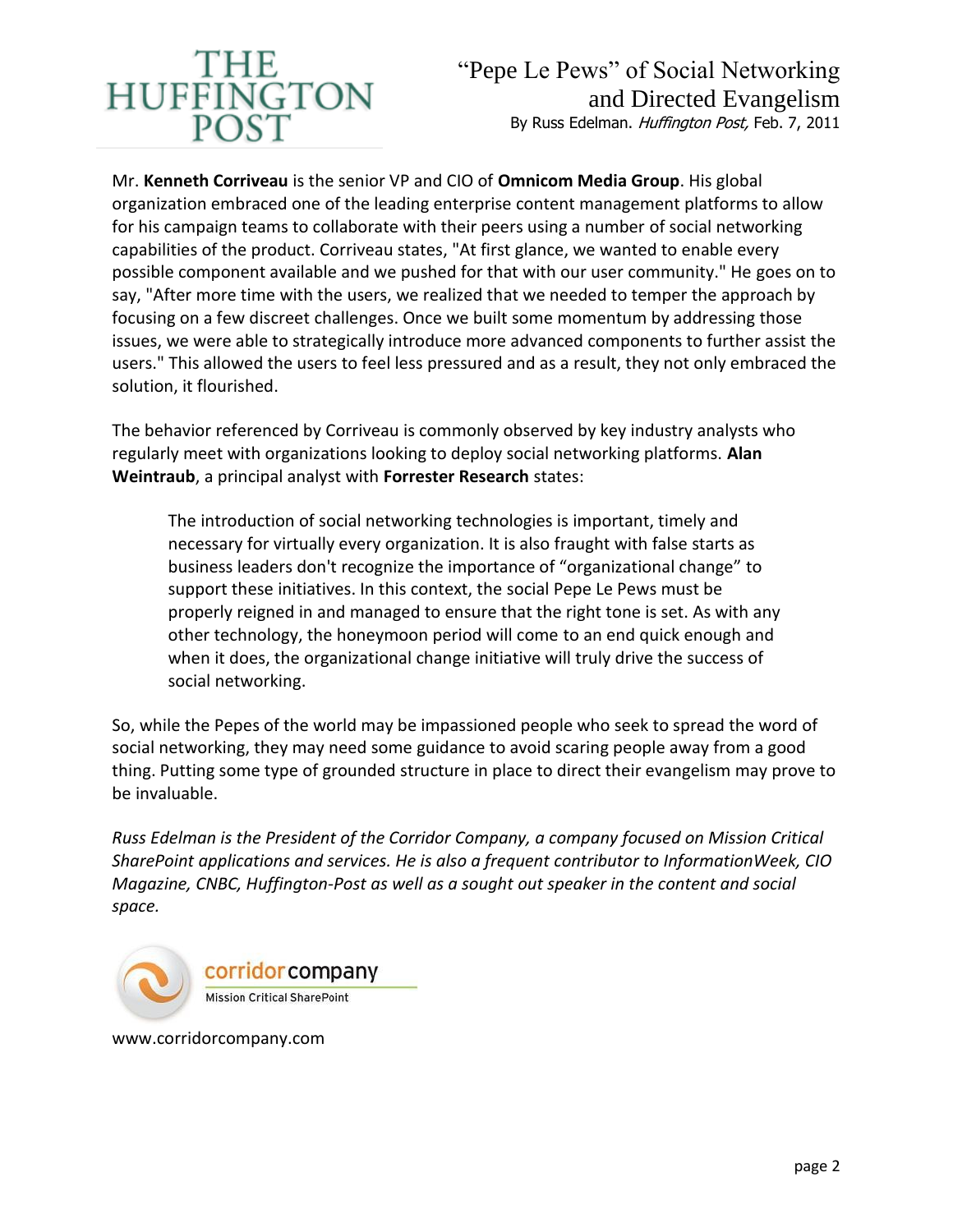Mr. **Kenneth Corriveau** is the senior VP and CIO of **Omnicom Media Group**. His global organization embraced one of the leading enterprise content management platforms to allow for his campaign teams to collaborate with their peers using a number of social networking capabilities of the product. Corriveau states, "At first glance, we wanted to enable every possible component available and we pushed for that with our user community." He goes on to say, "After more time with the users, we realized that we needed to temper the approach by focusing on a few discreet challenges. Once we built some momentum by addressing those issues, we were able to strategically introduce more advanced components to further assist the users." This allowed the users to feel less pressured and as a result, they not only embraced the solution, it flourished.

The behavior referenced by Corriveau is commonly observed by key industry analysts who regularly meet with organizations looking to deploy social networking platforms. **Alan Weintraub**, a principal analyst with **Forrester Research** states:

> The introduction of social networking technologies is important, timely and necessary for virtually every organization. It is also fraught with false starts as business leaders don't recognize the importance of "organizational change" to support these initiatives. In this context, the social Pepe Le Pews must be properly reigned in and managed to ensure that the right tone is set. As with any other technology, the honeymoon period will come to an end quick enough and when it does, the organizational change initiative will truly drive the success of social networking.

So, while the Pepes of the world may be impassioned people who seek to spread the word of social networking, they may need some guidance to avoid scaring people away from a good thing. Putting some type of grounded structure in place to direct their evangelism may prove to be invaluable.

*Russ Edelman is the President of the Corridor Company, a company focused on Mission Critical SharePoint applications and services. He is also a frequent contributor to InformationWeek, CIO Magazine, CNBC, Huffington-Post as well as a sought out speaker in the content and social space.*

corridor company
Mission Critical SharePoint

www.corridorcompany.com